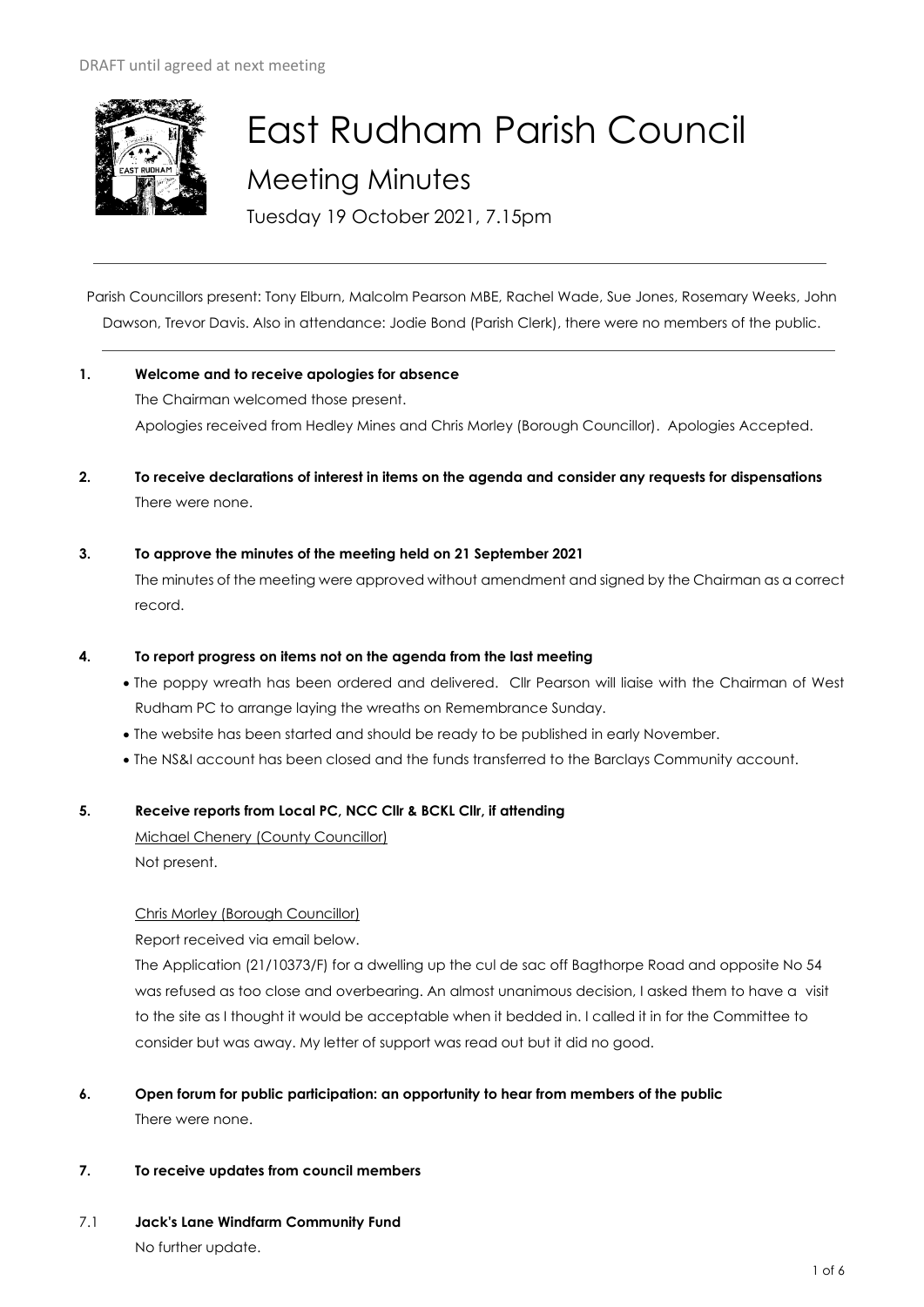DRAFT until agreed at next meeting

# East Rudham Parish Council

## Meeting Minutes

Tuesday 19 October 2021, 7.15pm

---

Parish Councillors present: Tony Elburn, Malcolm Pearson MBE, Rachel Wade, Sue Jones, Rosemary Weeks, John Dawson, Trevor Davis. Also in attendance: Jodie Bond (Parish Clerk), there were no members of the public.

---

**1. Welcome and to receive apologies for absence**

The Chairman welcomed those present.

Apologies received from Hedley Mines and Chris Morley (Borough Councillor). Apologies Accepted.

**2. To receive declarations of interest in items on the agenda and consider any requests for dispensations**

There were none.

**3. To approve the minutes of the meeting held on 21 September 2021**

The minutes of the meeting were approved without amendment and signed by the Chairman as a correct record.

**4. To report progress on items not on the agenda from the last meeting**

- The poppy wreath has been ordered and delivered. Cllr Pearson will liaise with the Chairman of West Rudham PC to arrange laying the wreaths on Remembrance Sunday.
- The website has been started and should be ready to be published in early November.
- The NS&I account has been closed and the funds transferred to the Barclays Community account.

**5. Receive reports from Local PC, NCC Cllr & BCKL Cllr, if attending**

Michael Chenery (County Councillor)

Not present.

Chris Morley (Borough Councillor)

Report received via email below.

The Application (21/10373/F) for a dwelling up the cul de sac off Bagthorpe Road and opposite No 54 was refused as too close and overbearing. An almost unanimous decision, I asked them to have a visit to the site as I thought it would be acceptable when it bedded in. I called it in for the Committee to consider but was away. My letter of support was read out but it did no good.

**6. Open forum for public participation: an opportunity to hear from members of the public**

There were none.

**7. To receive updates from council members**

7.1 **Jack's Lane Windfarm Community Fund**

No further update.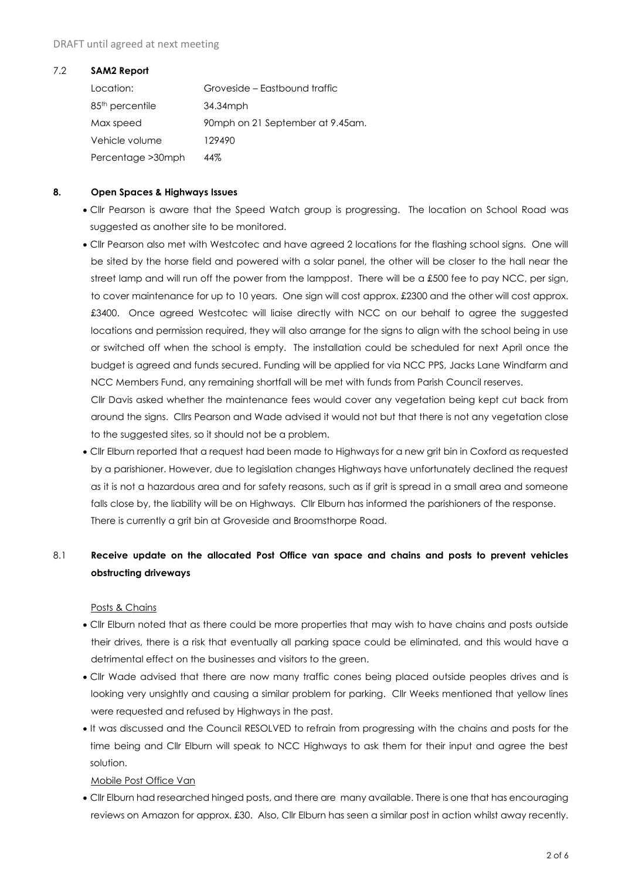DRAFT until agreed at next meeting

7.2 **SAM2 Report**

| | |
|---|---|
| Location: | Groveside – Eastbound traffic |
| 85th percentile | 34.34mph |
| Max speed | 90mph on 21 September at 9.45am. |
| Vehicle volume | 129490 |
| Percentage >30mph | 44% |

## 8. Open Spaces & Highways Issues

- Cllr Pearson is aware that the Speed Watch group is progressing. The location on School Road was suggested as another site to be monitored.
- Cllr Pearson also met with Westcotec and have agreed 2 locations for the flashing school signs. One will be sited by the horse field and powered with a solar panel, the other will be closer to the hall near the street lamp and will run off the power from the lamppost. There will be a £500 fee to pay NCC, per sign, to cover maintenance for up to 10 years. One sign will cost approx. £2300 and the other will cost approx. £3400. Once agreed Westcotec will liaise directly with NCC on our behalf to agree the suggested locations and permission required, they will also arrange for the signs to align with the school being in use or switched off when the school is empty. The installation could be scheduled for next April once the budget is agreed and funds secured. Funding will be applied for via NCC PPS, Jacks Lane Windfarm and NCC Members Fund, any remaining shortfall will be met with funds from Parish Council reserves.
  Cllr Davis asked whether the maintenance fees would cover any vegetation being kept cut back from around the signs. Cllrs Pearson and Wade advised it would not but that there is not any vegetation close to the suggested sites, so it should not be a problem.
- Cllr Elburn reported that a request had been made to Highways for a new grit bin in Coxford as requested by a parishioner. However, due to legislation changes Highways have unfortunately declined the request as it is not a hazardous area and for safety reasons, such as if grit is spread in a small area and someone falls close by, the liability will be on Highways. Cllr Elburn has informed the parishioners of the response.
  There is currently a grit bin at Groveside and Broomsthorpe Road.

### 8.1 Receive update on the allocated Post Office van space and chains and posts to prevent vehicles obstructing driveways

Posts & Chains

- Cllr Elburn noted that as there could be more properties that may wish to have chains and posts outside their drives, there is a risk that eventually all parking space could be eliminated, and this would have a detrimental effect on the businesses and visitors to the green.
- Cllr Wade advised that there are now many traffic cones being placed outside peoples drives and is looking very unsightly and causing a similar problem for parking. Cllr Weeks mentioned that yellow lines were requested and refused by Highways in the past.
- It was discussed and the Council RESOLVED to refrain from progressing with the chains and posts for the time being and Cllr Elburn will speak to NCC Highways to ask them for their input and agree the best solution.

Mobile Post Office Van

- Cllr Elburn had researched hinged posts, and there are many available. There is one that has encouraging reviews on Amazon for approx. £30. Also, Cllr Elburn has seen a similar post in action whilst away recently.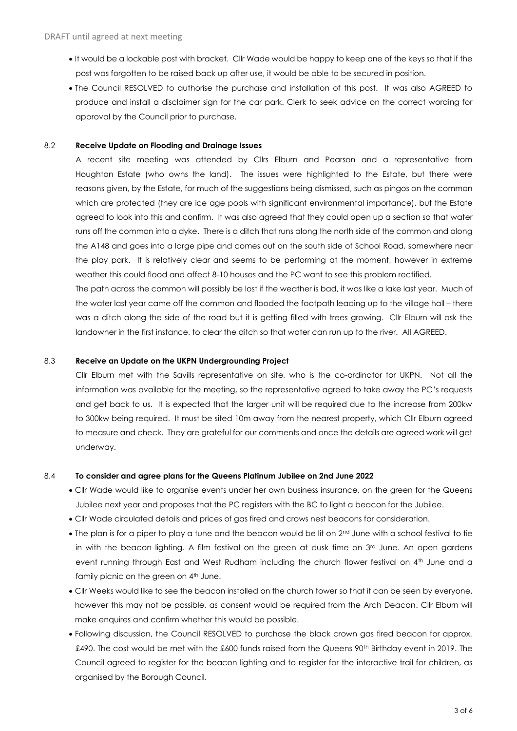- It would be a lockable post with bracket. Cllr Wade would be happy to keep one of the keys so that if the post was forgotten to be raised back up after use, it would be able to be secured in position.
- The Council RESOLVED to authorise the purchase and installation of this post. It was also AGREED to produce and install a disclaimer sign for the car park. Clerk to seek advice on the correct wording for approval by the Council prior to purchase.

**8.2 Receive Update on Flooding and Drainage Issues**

A recent site meeting was attended by Cllrs Elburn and Pearson and a representative from Houghton Estate (who owns the land). The issues were highlighted to the Estate, but there were reasons given, by the Estate, for much of the suggestions being dismissed, such as pingos on the common which are protected (they are ice age pools with significant environmental importance), but the Estate agreed to look into this and confirm. It was also agreed that they could open up a section so that water runs off the common into a dyke. There is a ditch that runs along the north side of the common and along the A148 and goes into a large pipe and comes out on the south side of School Road, somewhere near the play park. It is relatively clear and seems to be performing at the moment, however in extreme weather this could flood and affect 8-10 houses and the PC want to see this problem rectified.

The path across the common will possibly be lost if the weather is bad, it was like a lake last year. Much of the water last year came off the common and flooded the footpath leading up to the village hall – there was a ditch along the side of the road but it is getting filled with trees growing. Cllr Elburn will ask the landowner in the first instance, to clear the ditch so that water can run up to the river. All AGREED.

**8.3 Receive an Update on the UKPN Undergrounding Project**

Cllr Elburn met with the Savills representative on site, who is the co-ordinator for UKPN. Not all the information was available for the meeting, so the representative agreed to take away the PC's requests and get back to us. It is expected that the larger unit will be required due to the increase from 200kw to 300kw being required. It must be sited 10m away from the nearest property, which Cllr Elburn agreed to measure and check. They are grateful for our comments and once the details are agreed work will get underway.

**8.4 To consider and agree plans for the Queens Platinum Jubilee on 2nd June 2022**

- Cllr Wade would like to organise events under her own business insurance, on the green for the Queens Jubilee next year and proposes that the PC registers with the BC to light a beacon for the Jubilee.
- Cllr Wade circulated details and prices of gas fired and crows nest beacons for consideration.
- The plan is for a piper to play a tune and the beacon would be lit on 2nd June with a school festival to tie in with the beacon lighting. A film festival on the green at dusk time on 3rd June. An open gardens event running through East and West Rudham including the church flower festival on 4th June and a family picnic on the green on 4th June.
- Cllr Weeks would like to see the beacon installed on the church tower so that it can be seen by everyone, however this may not be possible, as consent would be required from the Arch Deacon. Cllr Elburn will make enquires and confirm whether this would be possible.
- Following discussion, the Council RESOLVED to purchase the black crown gas fired beacon for approx. £490. The cost would be met with the £600 funds raised from the Queens 90th Birthday event in 2019. The Council agreed to register for the beacon lighting and to register for the interactive trail for children, as organised by the Borough Council.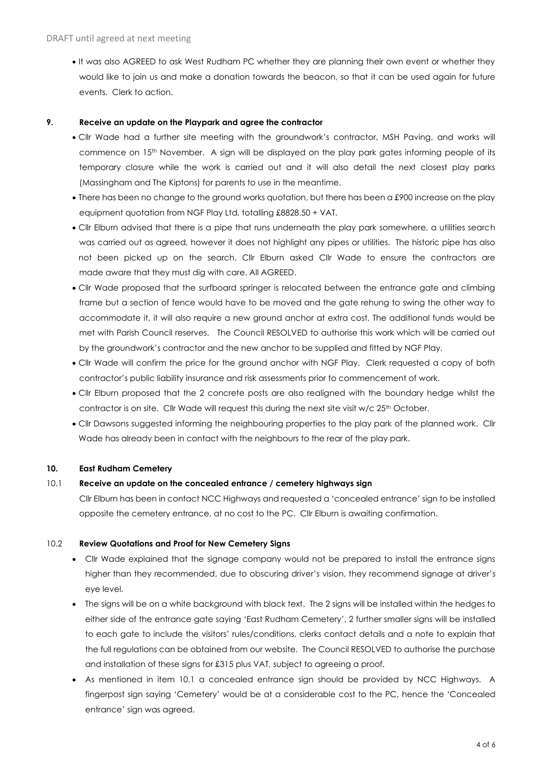- It was also AGREED to ask West Rudham PC whether they are planning their own event or whether they would like to join us and make a donation towards the beacon, so that it can be used again for future events. Clerk to action.

**9. Receive an update on the Playpark and agree the contractor**

- Cllr Wade had a further site meeting with the groundwork's contractor, MSH Paving, and works will commence on 15th November. A sign will be displayed on the play park gates informing people of its temporary closure while the work is carried out and it will also detail the next closest play parks (Massingham and The Kiptons) for parents to use in the meantime.
- There has been no change to the ground works quotation, but there has been a £900 increase on the play equipment quotation from NGF Play Ltd, totalling £8828.50 + VAT.
- Cllr Elburn advised that there is a pipe that runs underneath the play park somewhere, a utilities search was carried out as agreed, however it does not highlight any pipes or utilities. The historic pipe has also not been picked up on the search. Cllr Elburn asked Cllr Wade to ensure the contractors are made aware that they must dig with care. All AGREED.
- Cllr Wade proposed that the surfboard springer is relocated between the entrance gate and climbing frame but a section of fence would have to be moved and the gate rehung to swing the other way to accommodate it, it will also require a new ground anchor at extra cost. The additional funds would be met with Parish Council reserves. The Council RESOLVED to authorise this work which will be carried out by the groundwork's contractor and the new anchor to be supplied and fitted by NGF Play.
- Cllr Wade will confirm the price for the ground anchor with NGF Play. Clerk requested a copy of both contractor's public liability insurance and risk assessments prior to commencement of work.
- Cllr Elburn proposed that the 2 concrete posts are also realigned with the boundary hedge whilst the contractor is on site. Cllr Wade will request this during the next site visit w/c 25th October.
- Cllr Dawsons suggested informing the neighbouring properties to the play park of the planned work. Cllr Wade has already been in contact with the neighbours to the rear of the play park.

**10. East Rudham Cemetery**

**10.1 Receive an update on the concealed entrance / cemetery highways sign**

Cllr Elburn has been in contact NCC Highways and requested a 'concealed entrance' sign to be installed opposite the cemetery entrance, at no cost to the PC. Cllr Elburn is awaiting confirmation.

**10.2 Review Quotations and Proof for New Cemetery Signs**

- Cllr Wade explained that the signage company would not be prepared to install the entrance signs higher than they recommended, due to obscuring driver's vision, they recommend signage at driver's eye level.
- The signs will be on a white background with black text. The 2 signs will be installed within the hedges to either side of the entrance gate saying 'East Rudham Cemetery', 2 further smaller signs will be installed to each gate to include the visitors' rules/conditions, clerks contact details and a note to explain that the full regulations can be obtained from our website. The Council RESOLVED to authorise the purchase and installation of these signs for £315 plus VAT, subject to agreeing a proof.
- As mentioned in item 10.1 a concealed entrance sign should be provided by NCC Highways. A fingerpost sign saying 'Cemetery' would be at a considerable cost to the PC, hence the 'Concealed entrance' sign was agreed.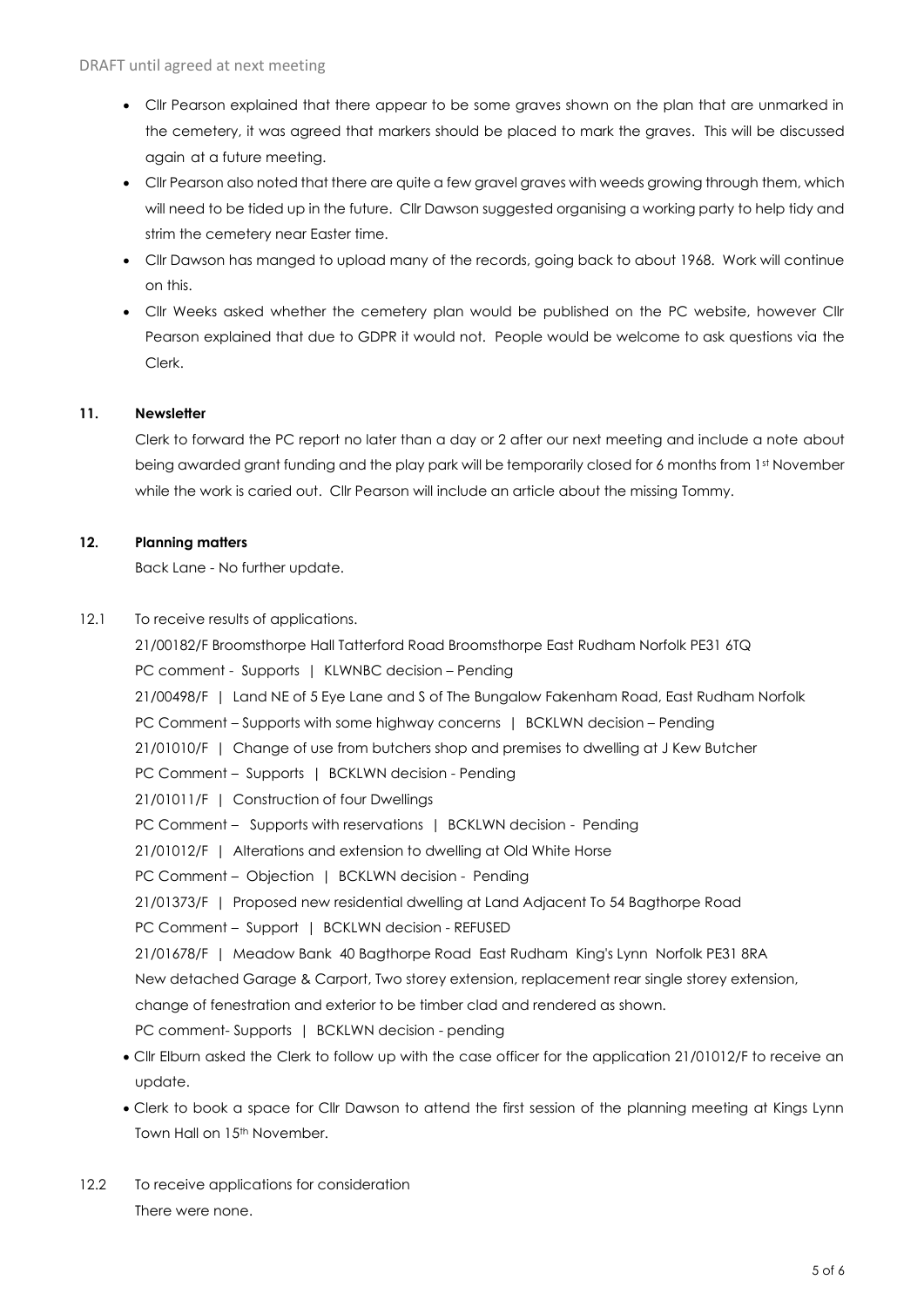- Cllr Pearson explained that there appear to be some graves shown on the plan that are unmarked in the cemetery, it was agreed that markers should be placed to mark the graves. This will be discussed again at a future meeting.
- Cllr Pearson also noted that there are quite a few gravel graves with weeds growing through them, which will need to be tided up in the future. Cllr Dawson suggested organising a working party to help tidy and strim the cemetery near Easter time.
- Cllr Dawson has manged to upload many of the records, going back to about 1968. Work will continue on this.
- Cllr Weeks asked whether the cemetery plan would be published on the PC website, however Cllr Pearson explained that due to GDPR it would not. People would be welcome to ask questions via the Clerk.

**11. Newsletter**

Clerk to forward the PC report no later than a day or 2 after our next meeting and include a note about being awarded grant funding and the play park will be temporarily closed for 6 months from 1st November while the work is caried out. Cllr Pearson will include an article about the missing Tommy.

**12. Planning matters**

Back Lane - No further update.

12.1 To receive results of applications.

21/00182/F Broomsthorpe Hall Tatterford Road Broomsthorpe East Rudham Norfolk PE31 6TQ
PC comment - Supports | KLWNBC decision – Pending
21/00498/F | Land NE of 5 Eye Lane and S of The Bungalow Fakenham Road, East Rudham Norfolk
PC Comment – Supports with some highway concerns | BCKLWN decision – Pending
21/01010/F | Change of use from butchers shop and premises to dwelling at J Kew Butcher
PC Comment – Supports | BCKLWN decision - Pending
21/01011/F | Construction of four Dwellings
PC Comment – Supports with reservations | BCKLWN decision - Pending
21/01012/F | Alterations and extension to dwelling at Old White Horse
PC Comment – Objection | BCKLWN decision - Pending
21/01373/F | Proposed new residential dwelling at Land Adjacent To 54 Bagthorpe Road
PC Comment – Support | BCKLWN decision - REFUSED
21/01678/F | Meadow Bank 40 Bagthorpe Road East Rudham King's Lynn Norfolk PE31 8RA
New detached Garage & Carport, Two storey extension, replacement rear single storey extension, change of fenestration and exterior to be timber clad and rendered as shown.
PC comment- Supports | BCKLWN decision - pending

- Cllr Elburn asked the Clerk to follow up with the case officer for the application 21/01012/F to receive an update.
- Clerk to book a space for Cllr Dawson to attend the first session of the planning meeting at Kings Lynn Town Hall on 15th November.

12.2 To receive applications for consideration

There were none.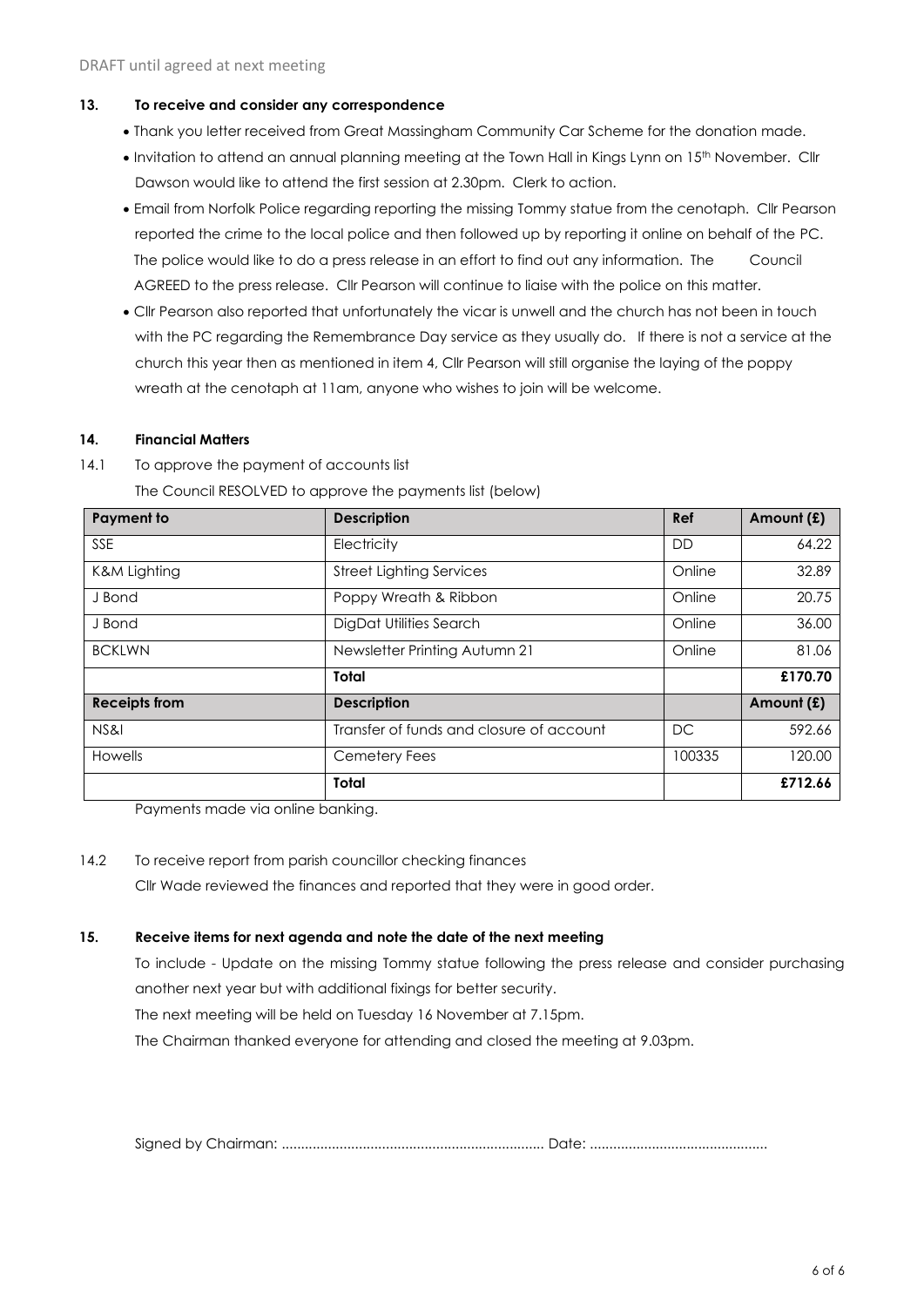DRAFT until agreed at next meeting

### 13. To receive and consider any correspondence

- Thank you letter received from Great Massingham Community Car Scheme for the donation made.
- Invitation to attend an annual planning meeting at the Town Hall in Kings Lynn on 15th November. Cllr Dawson would like to attend the first session at 2.30pm. Clerk to action.
- Email from Norfolk Police regarding reporting the missing Tommy statue from the cenotaph. Cllr Pearson reported the crime to the local police and then followed up by reporting it online on behalf of the PC. The police would like to do a press release in an effort to find out any information. The Council AGREED to the press release. Cllr Pearson will continue to liaise with the police on this matter.
- Cllr Pearson also reported that unfortunately the vicar is unwell and the church has not been in touch with the PC regarding the Remembrance Day service as they usually do. If there is not a service at the church this year then as mentioned in item 4, Cllr Pearson will still organise the laying of the poppy wreath at the cenotaph at 11am, anyone who wishes to join will be welcome.

### 14. Financial Matters

14.1 To approve the payment of accounts list

The Council RESOLVED to approve the payments list (below)

| Payment to | Description | Ref | Amount (£) |
|---|---|---|---|
| SSE | Electricity | DD | 64.22 |
| K&M Lighting | Street Lighting Services | Online | 32.89 |
| J Bond | Poppy Wreath & Ribbon | Online | 20.75 |
| J Bond | DigDat Utilities Search | Online | 36.00 |
| BCKLWN | Newsletter Printing Autumn 21 | Online | 81.06 |
| | **Total** | | **£170.70** |
| **Receipts from** | **Description** | | **Amount (£)** |
| NS&I | Transfer of funds and closure of account | DC | 592.66 |
| Howells | Cemetery Fees | 100335 | 120.00 |
| | **Total** | | **£712.66** |

Payments made via online banking.

14.2 To receive report from parish councillor checking finances

Cllr Wade reviewed the finances and reported that they were in good order.

### 15. Receive items for next agenda and note the date of the next meeting

To include - Update on the missing Tommy statue following the press release and consider purchasing another next year but with additional fixings for better security.

The next meeting will be held on Tuesday 16 November at 7.15pm.

The Chairman thanked everyone for attending and closed the meeting at 9.03pm.

Signed by Chairman: .................................................................... Date: .............................................